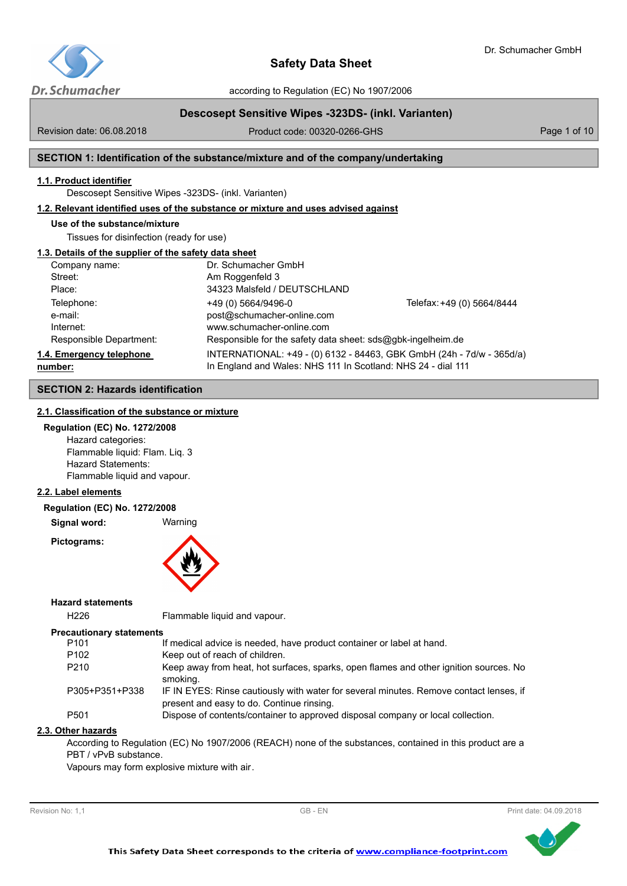# Safety Data Sheet

according to Regulation (EC) No 1907/2006

**Descosept Sensitive Wipes -323DS- (inkl. Varianten)**

Revision date: 06.08.2018 | Product code: 00320-0266-GHS

## SECTION 1: Identification of the substance/mixture and of the company/undertaking

### 1.1. Product identifier

Descosept Sensitive Wipes -323DS- (inkl. Varianten)

### 1.2. Relevant identified uses of the substance or mixture and uses advised against

**Use of the substance/mixture**

Tissues for disinfection (ready for use)

### 1.3. Details of the supplier of the safety data sheet

| | | |
|---|---|---|
| Company name: | Dr. Schumacher GmbH | |
| Street: | Am Roggenfeld 3 | |
| Place: | 34323 Malsfeld / DEUTSCHLAND | |
| Telephone: | +49 (0) 5664/9496-0 | Telefax: +49 (0) 5664/8444 |
| e-mail: | post@schumacher-online.com | |
| Internet: | www.schumacher-online.com | |
| Responsible Department: | Responsible for the safety data sheet: sds@gbk-ingelheim.de | |

### 1.4. Emergency telephone number:

INTERNATIONAL: +49 - (0) 6132 - 84463, GBK GmbH (24h - 7d/w - 365d/a)
In England and Wales: NHS 111 In Scotland: NHS 24 - dial 111

## SECTION 2: Hazards identification

### 2.1. Classification of the substance or mixture

**Regulation (EC) No. 1272/2008**

Hazard categories:
Flammable liquid: Flam. Liq. 3
Hazard Statements:
Flammable liquid and vapour.

### 2.2. Label elements

**Regulation (EC) No. 1272/2008**

**Signal word:** Warning

**Pictograms:**

**Hazard statements**

| | |
|---|---|
| H226 | Flammable liquid and vapour. |

**Precautionary statements**

| | |
|---|---|
| P101 | If medical advice is needed, have product container or label at hand. |
| P102 | Keep out of reach of children. |
| P210 | Keep away from heat, hot surfaces, sparks, open flames and other ignition sources. No smoking. |
| P305+P351+P338 | IF IN EYES: Rinse cautiously with water for several minutes. Remove contact lenses, if present and easy to do. Continue rinsing. |
| P501 | Dispose of contents/container to approved disposal company or local collection. |

### 2.3. Other hazards

According to Regulation (EC) No 1907/2006 (REACH) none of the substances, contained in this product are a PBT / vPvB substance.
Vapours may form explosive mixture with air.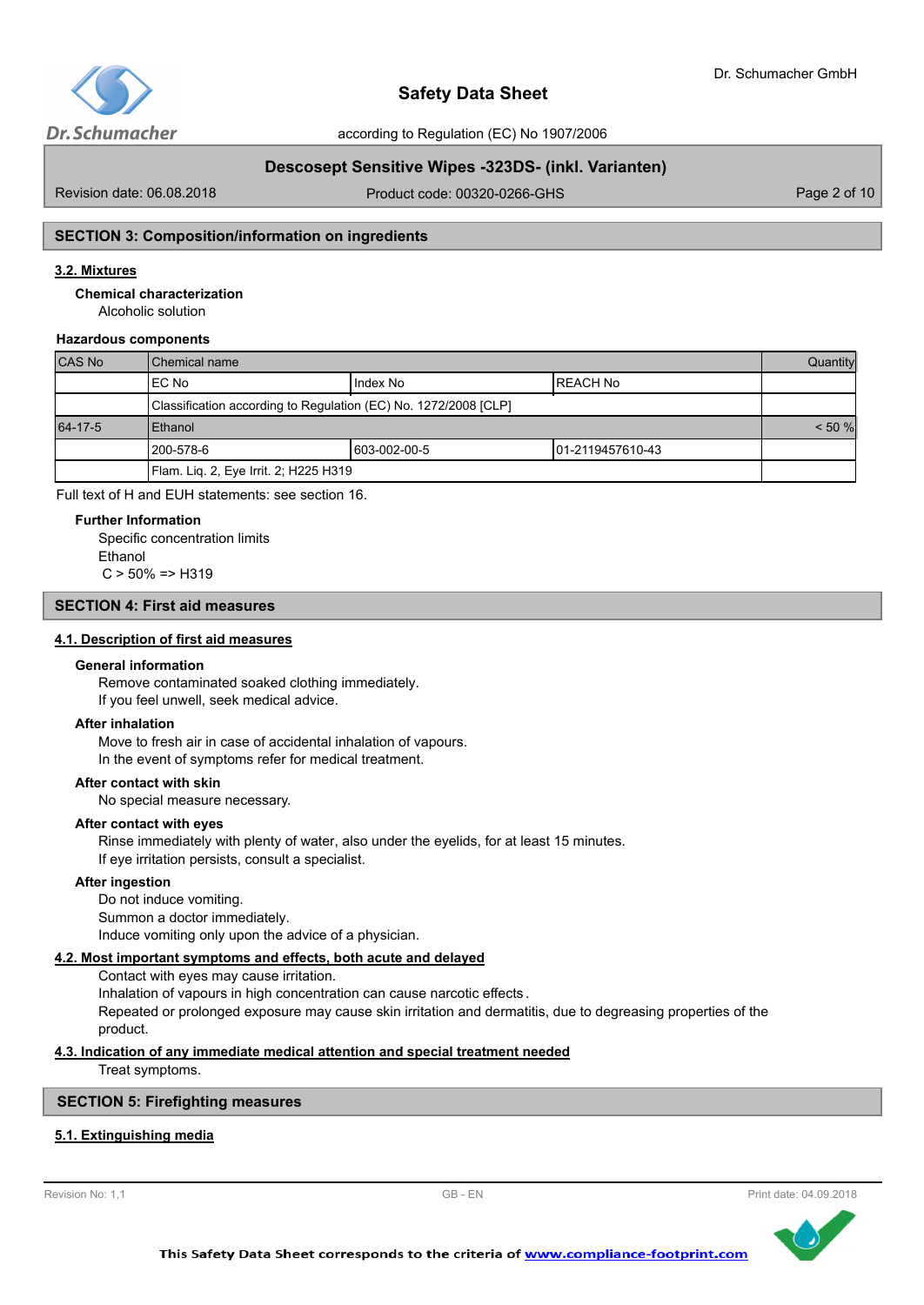## SECTION 3: Composition/information on ingredients

### 3.2. Mixtures

**Chemical characterization**

Alcoholic solution

**Hazardous components**

| CAS No | Chemical name | | | Quantity |
|---|---|---|---|---|
| | EC No | Index No | REACH No | |
| | Classification according to Regulation (EC) No. 1272/2008 [CLP] | | | |
| 64-17-5 | Ethanol | | | < 50 % |
| | 200-578-6 | 603-002-00-5 | 01-2119457610-43 | |
| | Flam. Liq. 2, Eye Irrit. 2; H225 H319 | | | |

Full text of H and EUH statements: see section 16.

**Further Information**

Specific concentration limits
Ethanol
C > 50% => H319

## SECTION 4: First aid measures

### 4.1. Description of first aid measures

**General information**

Remove contaminated soaked clothing immediately.
If you feel unwell, seek medical advice.

**After inhalation**

Move to fresh air in case of accidental inhalation of vapours.
In the event of symptoms refer for medical treatment.

**After contact with skin**

No special measure necessary.

**After contact with eyes**

Rinse immediately with plenty of water, also under the eyelids, for at least 15 minutes.
If eye irritation persists, consult a specialist.

**After ingestion**

Do not induce vomiting.
Summon a doctor immediately.
Induce vomiting only upon the advice of a physician.

### 4.2. Most important symptoms and effects, both acute and delayed

Contact with eyes may cause irritation.
Inhalation of vapours in high concentration can cause narcotic effects.
Repeated or prolonged exposure may cause skin irritation and dermatitis, due to degreasing properties of the product.

### 4.3. Indication of any immediate medical attention and special treatment needed

Treat symptoms.

## SECTION 5: Firefighting measures

### 5.1. Extinguishing media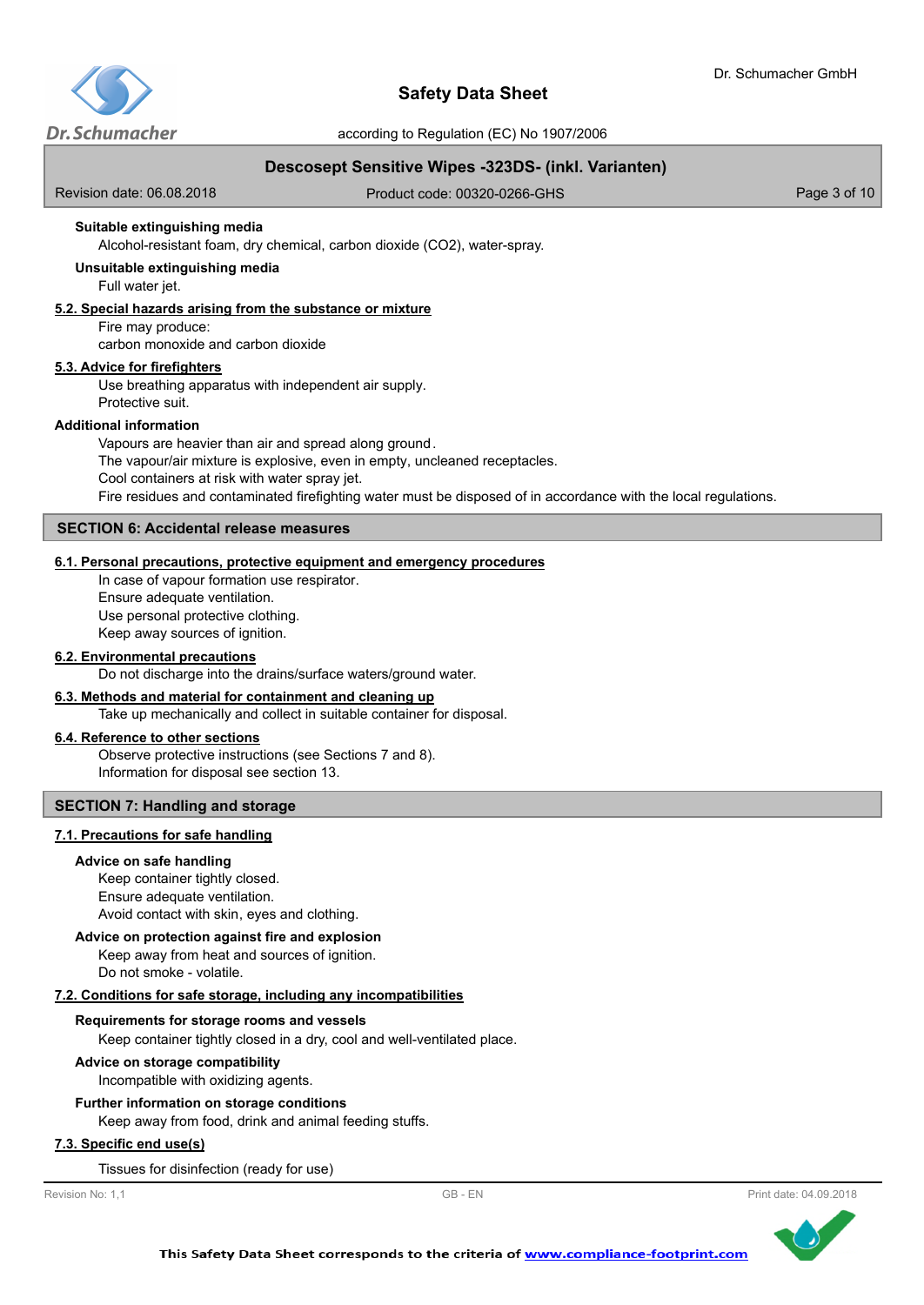**Suitable extinguishing media**

Alcohol-resistant foam, dry chemical, carbon dioxide ($CO_2$), water-spray.

**Unsuitable extinguishing media**

Full water jet.

### 5.2. Special hazards arising from the substance or mixture

Fire may produce:
carbon monoxide and carbon dioxide

### 5.3. Advice for firefighters

Use breathing apparatus with independent air supply.
Protective suit.

**Additional information**

Vapours are heavier than air and spread along ground.
The vapour/air mixture is explosive, even in empty, uncleaned receptacles.
Cool containers at risk with water spray jet.
Fire residues and contaminated firefighting water must be disposed of in accordance with the local regulations.

## SECTION 6: Accidental release measures

### 6.1. Personal precautions, protective equipment and emergency procedures

In case of vapour formation use respirator.
Ensure adequate ventilation.
Use personal protective clothing.
Keep away sources of ignition.

### 6.2. Environmental precautions

Do not discharge into the drains/surface waters/ground water.

### 6.3. Methods and material for containment and cleaning up

Take up mechanically and collect in suitable container for disposal.

### 6.4. Reference to other sections

Observe protective instructions (see Sections 7 and 8).
Information for disposal see section 13.

## SECTION 7: Handling and storage

### 7.1. Precautions for safe handling

**Advice on safe handling**

Keep container tightly closed.
Ensure adequate ventilation.
Avoid contact with skin, eyes and clothing.

**Advice on protection against fire and explosion**

Keep away from heat and sources of ignition.
Do not smoke - volatile.

### 7.2. Conditions for safe storage, including any incompatibilities

**Requirements for storage rooms and vessels**

Keep container tightly closed in a dry, cool and well-ventilated place.

**Advice on storage compatibility**

Incompatible with oxidizing agents.

**Further information on storage conditions**

Keep away from food, drink and animal feeding stuffs.

### 7.3. Specific end use(s)

Tissues for disinfection (ready for use)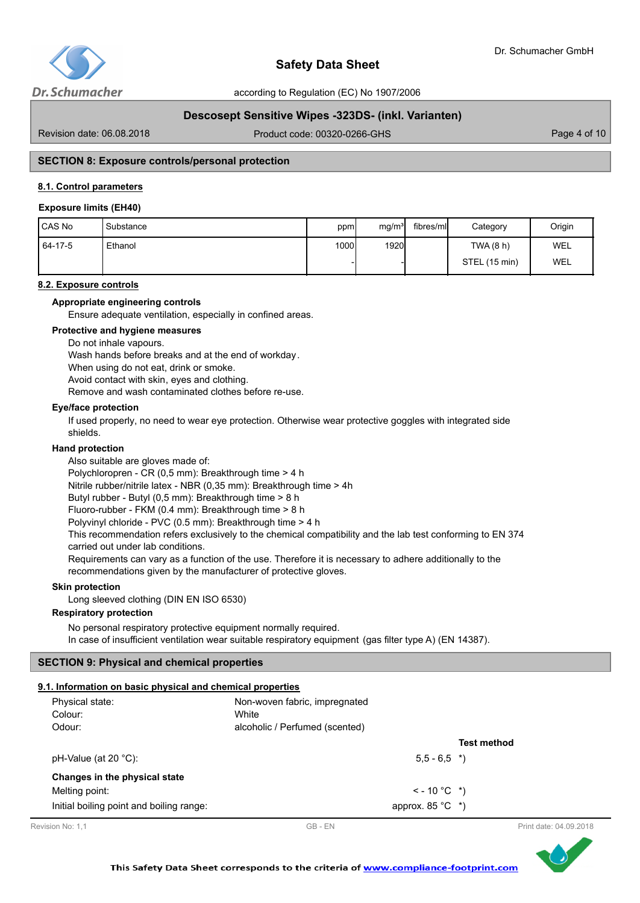## SECTION 8: Exposure controls/personal protection

### 8.1. Control parameters

**Exposure limits (EH40)**

| CAS No | Substance | ppm | mg/m³ | fibres/ml | Category | Origin |
|---|---|---|---|---|---|---|
| 64-17-5 | Ethanol | 1000 | 1920 | | TWA (8 h) | WEL |
| | | - | - | | STEL (15 min) | WEL |

### 8.2. Exposure controls

**Appropriate engineering controls**

Ensure adequate ventilation, especially in confined areas.

**Protective and hygiene measures**

Do not inhale vapours.
Wash hands before breaks and at the end of workday.
When using do not eat, drink or smoke.
Avoid contact with skin, eyes and clothing.
Remove and wash contaminated clothes before re-use.

**Eye/face protection**

If used properly, no need to wear eye protection. Otherwise wear protective goggles with integrated side shields.

**Hand protection**

Also suitable are gloves made of:
Polychloropren - CR (0,5 mm): Breakthrough time > 4 h
Nitrile rubber/nitrile latex - NBR (0,35 mm): Breakthrough time > 4h
Butyl rubber - Butyl (0,5 mm): Breakthrough time > 8 h
Fluoro-rubber - FKM (0.4 mm): Breakthrough time > 8 h
Polyvinyl chloride - PVC (0.5 mm): Breakthrough time > 4 h
This recommendation refers exclusively to the chemical compatibility and the lab test conforming to EN 374 carried out under lab conditions.
Requirements can vary as a function of the use. Therefore it is necessary to adhere additionally to the recommendations given by the manufacturer of protective gloves.

**Skin protection**

Long sleeved clothing (DIN EN ISO 6530)

**Respiratory protection**

No personal respiratory protective equipment normally required.
In case of insufficient ventilation wear suitable respiratory equipment (gas filter type A) (EN 14387).

## SECTION 9: Physical and chemical properties

### 9.1. Information on basic physical and chemical properties

| | | |
|---|---|---|
| Physical state: | Non-woven fabric, impregnated | |
| Colour: | White | |
| Odour: | alcoholic / Perfumed (scented) | |
| | | **Test method** |
| pH-Value (at 20 °C): | 5,5 - 6,5 | *) |

**Changes in the physical state**

| | | |
|---|---|---|
| Melting point: | < - 10 °C | *) |
| Initial boiling point and boiling range: | approx. 85 °C | *) |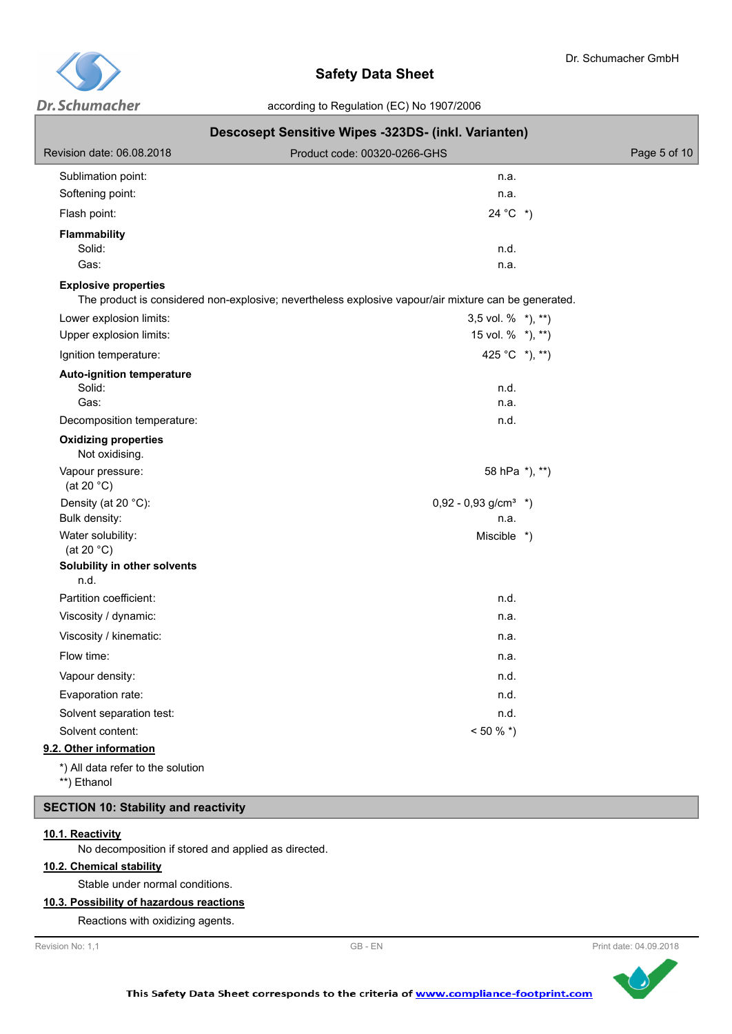| | |
|---|---|
| Sublimation point: | n.a. |
| Softening point: | n.a. |
| Flash point: | 24 °C *) |

**Flammability**

| | |
|---|---|
| Solid: | n.d. |
| Gas: | n.a. |

**Explosive properties**

The product is considered non-explosive; nevertheless explosive vapour/air mixture can be generated.

| | |
|---|---|
| Lower explosion limits: | 3,5 vol. % *), **) |
| Upper explosion limits: | 15 vol. % *), **) |
| Ignition temperature: | 425 °C *), **) |

**Auto-ignition temperature**

| | |
|---|---|
| Solid: | n.d. |
| Gas: | n.a. |
| Decomposition temperature: | n.d. |

**Oxidizing properties**

Not oxidising.

| | |
|---|---|
| Vapour pressure: (at 20 °C) | 58 hPa *), **) |
| Density (at 20 °C): | 0,92 - 0,93 g/cm³ *) |
| Bulk density: | n.a. |
| Water solubility: (at 20 °C) | Miscible *) |

**Solubility in other solvents**

n.d.

| | |
|---|---|
| Partition coefficient: | n.d. |
| Viscosity / dynamic: | n.a. |
| Viscosity / kinematic: | n.a. |
| Flow time: | n.a. |
| Vapour density: | n.d. |
| Evaporation rate: | n.d. |
| Solvent separation test: | n.d. |
| Solvent content: | < 50 % *) |

### 9.2. Other information

*) All data refer to the solution
**) Ethanol

## SECTION 10: Stability and reactivity

### 10.1. Reactivity

No decomposition if stored and applied as directed.

### 10.2. Chemical stability

Stable under normal conditions.

### 10.3. Possibility of hazardous reactions

Reactions with oxidizing agents.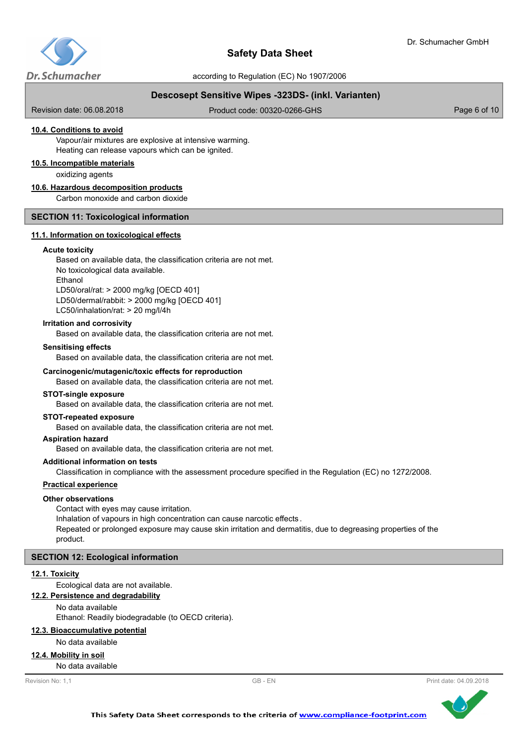#### 10.4. Conditions to avoid

Vapour/air mixtures are explosive at intensive warming.
Heating can release vapours which can be ignited.

#### 10.5. Incompatible materials

oxidizing agents

#### 10.6. Hazardous decomposition products

Carbon monoxide and carbon dioxide

## SECTION 11: Toxicological information

#### 11.1. Information on toxicological effects

**Acute toxicity**

Based on available data, the classification criteria are not met.
No toxicological data available.
Ethanol
LD50/oral/rat: > 2000 mg/kg [OECD 401]
LD50/dermal/rabbit: > 2000 mg/kg [OECD 401]
LC50/inhalation/rat: > 20 mg/l/4h

**Irritation and corrosivity**

Based on available data, the classification criteria are not met.

**Sensitising effects**

Based on available data, the classification criteria are not met.

**Carcinogenic/mutagenic/toxic effects for reproduction**

Based on available data, the classification criteria are not met.

**STOT-single exposure**

Based on available data, the classification criteria are not met.

**STOT-repeated exposure**

Based on available data, the classification criteria are not met.

**Aspiration hazard**

Based on available data, the classification criteria are not met.

**Additional information on tests**

Classification in compliance with the assessment procedure specified in the Regulation (EC) no 1272/2008.

**Practical experience**

**Other observations**

Contact with eyes may cause irritation.
Inhalation of vapours in high concentration can cause narcotic effects .
Repeated or prolonged exposure may cause skin irritation and dermatitis, due to degreasing properties of the product.

## SECTION 12: Ecological information

#### 12.1. Toxicity

Ecological data are not available.

#### 12.2. Persistence and degradability

No data available
Ethanol: Readily biodegradable (to OECD criteria).

#### 12.3. Bioaccumulative potential

No data available

#### 12.4. Mobility in soil

No data available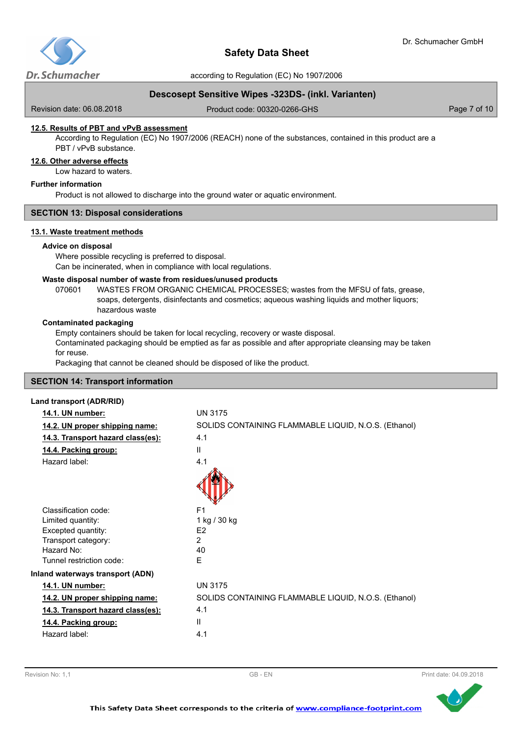### 12.5. Results of PBT and vPvB assessment

According to Regulation (EC) No 1907/2006 (REACH) none of the substances, contained in this product are a PBT / vPvB substance.

### 12.6. Other adverse effects

Low hazard to waters.

**Further information**

Product is not allowed to discharge into the ground water or aquatic environment.

## SECTION 13: Disposal considerations

### 13.1. Waste treatment methods

**Advice on disposal**

Where possible recycling is preferred to disposal.
Can be incinerated, when in compliance with local regulations.

**Waste disposal number of waste from residues/unused products**

070601 WASTES FROM ORGANIC CHEMICAL PROCESSES; wastes from the MFSU of fats, grease, soaps, detergents, disinfectants and cosmetics; aqueous washing liquids and mother liquors; hazardous waste

**Contaminated packaging**

Empty containers should be taken for local recycling, recovery or waste disposal.
Contaminated packaging should be emptied as far as possible and after appropriate cleansing may be taken for reuse.
Packaging that cannot be cleaned should be disposed of like the product.

## SECTION 14: Transport information

**Land transport (ADR/RID)**

| | |
|---|---|
| **14.1. UN number:** | UN 3175 |
| **14.2. UN proper shipping name:** | SOLIDS CONTAINING FLAMMABLE LIQUID, N.O.S. (Ethanol) |
| **14.3. Transport hazard class(es):** | 4.1 |
| **14.4. Packing group:** | II |
| Hazard label: | 4.1 |
| Classification code: | F1 |
| Limited quantity: | 1 kg / 30 kg |
| Excepted quantity: | E2 |
| Transport category: | 2 |
| Hazard No: | 40 |
| Tunnel restriction code: | E |

**Inland waterways transport (ADN)**

| | |
|---|---|
| **14.1. UN number:** | UN 3175 |
| **14.2. UN proper shipping name:** | SOLIDS CONTAINING FLAMMABLE LIQUID, N.O.S. (Ethanol) |
| **14.3. Transport hazard class(es):** | 4.1 |
| **14.4. Packing group:** | II |
| Hazard label: | 4.1 |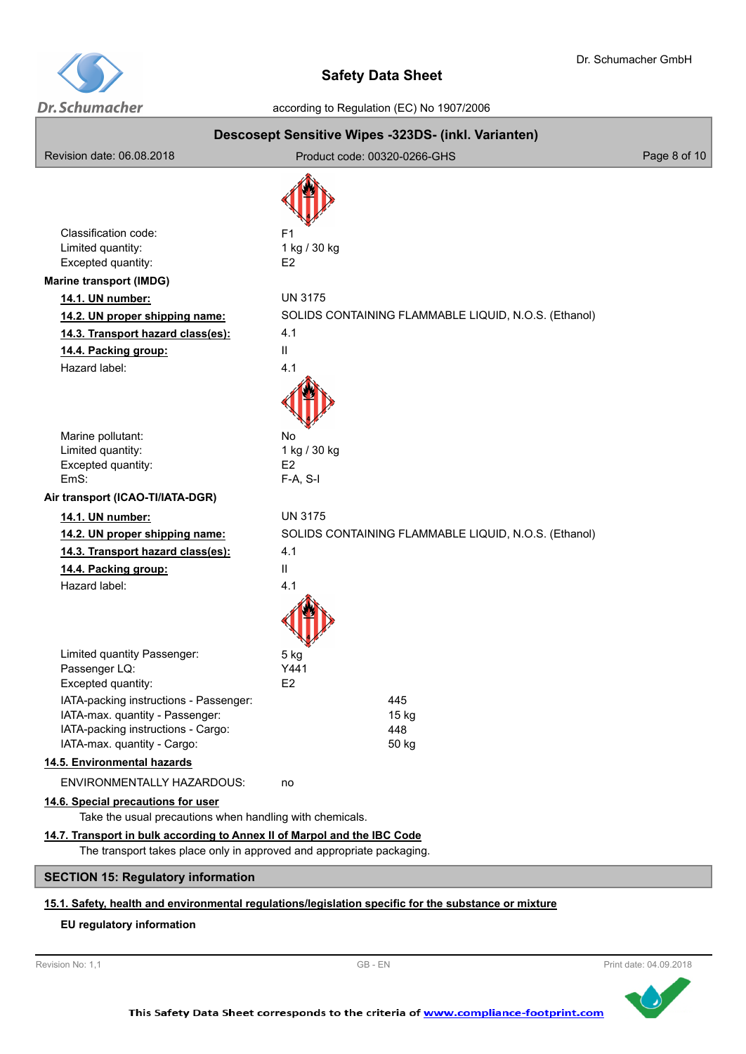Classification code: F1
Limited quantity: 1 kg / 30 kg
Excepted quantity: E2

**Marine transport (IMDG)**

| | |
|---|---|
| **14.1. UN number:** | UN 3175 |
| **14.2. UN proper shipping name:** | SOLIDS CONTAINING FLAMMABLE LIQUID, N.O.S. (Ethanol) |
| **14.3. Transport hazard class(es):** | 4.1 |
| **14.4. Packing group:** | II |
| Hazard label: | 4.1 |
| Marine pollutant: | No |
| Limited quantity: | 1 kg / 30 kg |
| Excepted quantity: | E2 |
| EmS: | F-A, S-I |

**Air transport (ICAO-TI/IATA-DGR)**

| | |
|---|---|
| **14.1. UN number:** | UN 3175 |
| **14.2. UN proper shipping name:** | SOLIDS CONTAINING FLAMMABLE LIQUID, N.O.S. (Ethanol) |
| **14.3. Transport hazard class(es):** | 4.1 |
| **14.4. Packing group:** | II |
| Hazard label: | 4.1 |
| Limited quantity Passenger: | 5 kg |
| Passenger LQ: | Y441 |
| Excepted quantity: | E2 |
| IATA-packing instructions - Passenger: | 445 |
| IATA-max. quantity - Passenger: | 15 kg |
| IATA-packing instructions - Cargo: | 448 |
| IATA-max. quantity - Cargo: | 50 kg |

**14.5. Environmental hazards**

ENVIRONMENTALLY HAZARDOUS: no

**14.6. Special precautions for user**

Take the usual precautions when handling with chemicals.

**14.7. Transport in bulk according to Annex II of Marpol and the IBC Code**

The transport takes place only in approved and appropriate packaging.

## SECTION 15: Regulatory information

**15.1. Safety, health and environmental regulations/legislation specific for the substance or mixture**

**EU regulatory information**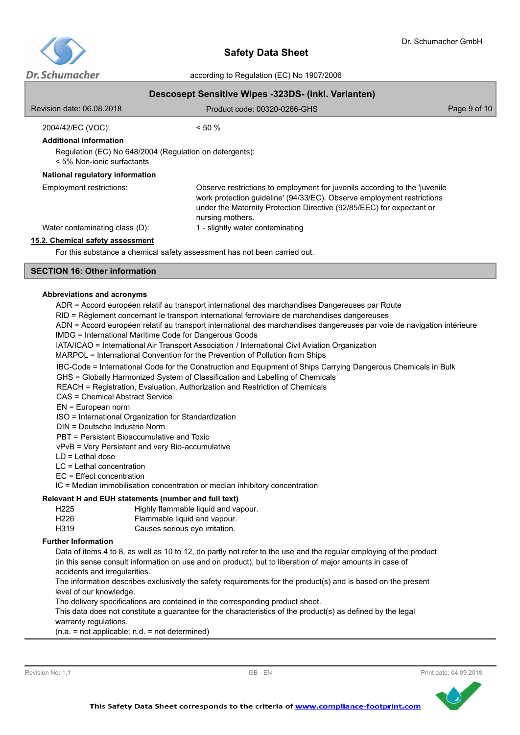| | |
|---|---|
| 2004/42/EC (VOC): | < 50 % |

**Additional information**

Regulation (EC) No 648/2004 (Regulation on detergents):
< 5% Non-ionic surfactants

**National regulatory information**

| | |
|---|---|
| Employment restrictions: | Observe restrictions to employment for juvenils according to the 'juvenile work protection guideline' (94/33/EC). Observe employment restrictions under the Maternity Protection Directive (92/85/EEC) for expectant or nursing mothers. |
| Water contaminating class (D): | 1 - slightly water contaminating |

### 15.2. Chemical safety assessment

For this substance a chemical safety assessment has not been carried out.

## SECTION 16: Other information

**Abbreviations and acronyms**

ADR = Accord européen relatif au transport international des marchandises Dangereuses par Route
RID = Règlement concernant le transport international ferroviaire de marchandises dangereuses
ADN = Accord européen relatif au transport international des marchandises dangereuses par voie de navigation intérieure
IMDG = International Maritime Code for Dangerous Goods
IATA/ICAO = International Air Transport Association / International Civil Aviation Organization
MARPOL = International Convention for the Prevention of Pollution from Ships
IBC-Code = International Code for the Construction and Equipment of Ships Carrying Dangerous Chemicals in Bulk
GHS = Globally Harmonized System of Classification and Labelling of Chemicals
REACH = Registration, Evaluation, Authorization and Restriction of Chemicals
CAS = Chemical Abstract Service
EN = European norm
ISO = International Organization for Standardization
DIN = Deutsche Industrie Norm
PBT = Persistent Bioaccumulative and Toxic
vPvB = Very Persistent and very Bio-accumulative
LD = Lethal dose
LC = Lethal concentration
EC = Effect concentration
IC = Median immobilisation concentration or median inhibitory concentration

**Relevant H and EUH statements (number and full text)**

| | |
|---|---|
| H225 | Highly flammable liquid and vapour. |
| H226 | Flammable liquid and vapour. |
| H319 | Causes serious eye irritation. |

**Further Information**

Data of items 4 to 8, as well as 10 to 12, do partly not refer to the use and the regular employing of the product (in this sense consult information on use and on product), but to liberation of major amounts in case of accidents and irregularities.
The information describes exclusively the safety requirements for the product(s) and is based on the present level of our knowledge.
The delivery specifications are contained in the corresponding product sheet.
This data does not constitute a guarantee for the characteristics of the product(s) as defined by the legal warranty regulations.
(n.a. = not applicable; n.d. = not determined)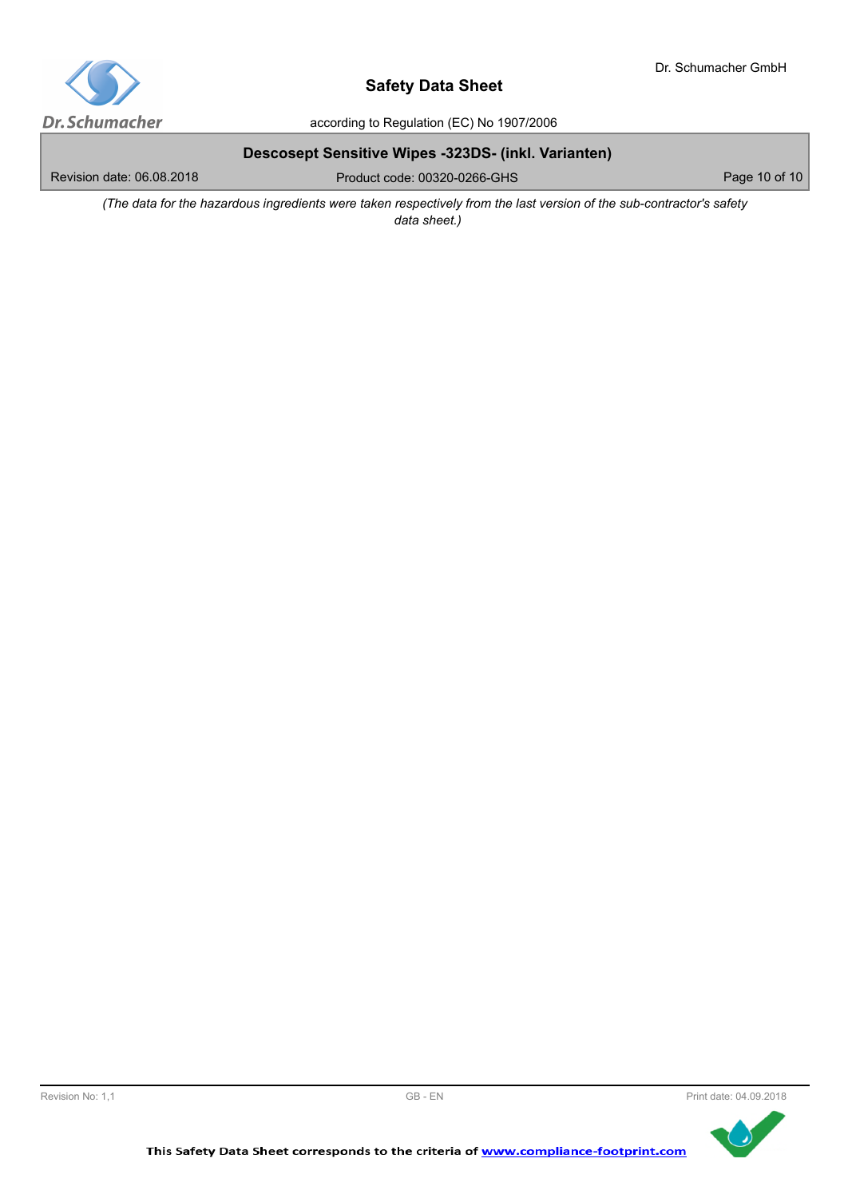*(The data for the hazardous ingredients were taken respectively from the last version of the sub-contractor's safety data sheet.)*